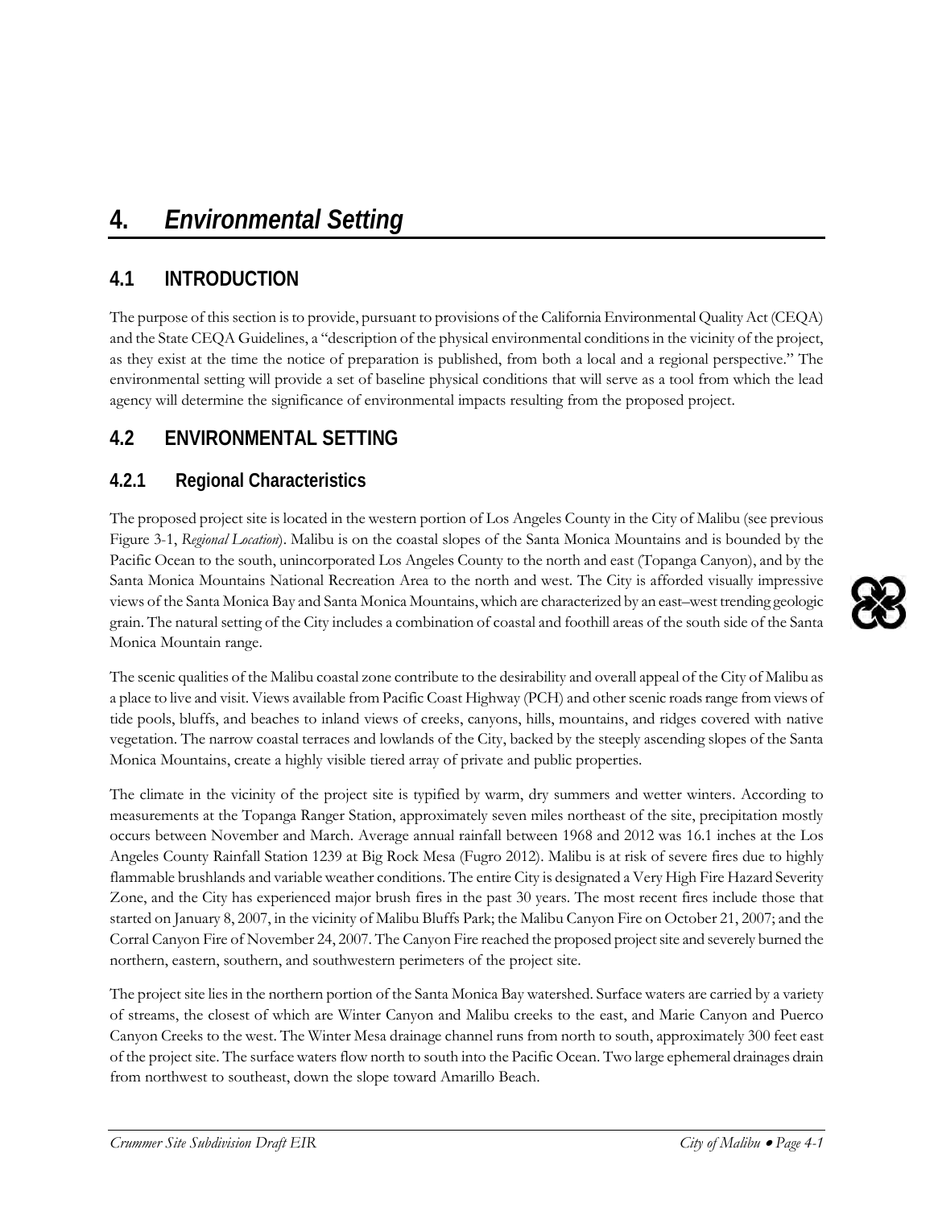# 4. *Environmental Setting*

## 4.1 INTRODUCTION

The purpose of this section is to provide, pursuant to provisions of the California Environmental Quality Act (CEQA) and the State CEQA Guidelines, a "description of the physical environmental conditions in the vicinity of the project, as they exist at the time the notice of preparation is published, from both a local and a regional perspective." The environmental setting will provide a set of baseline physical conditions that will serve as a tool from which the lead agency will determine the significance of environmental impacts resulting from the proposed project.

## 4.2 ENVIRONMENTAL SETTING

### 4.2.1 Regional Characteristics

The proposed project site is located in the western portion of Los Angeles County in the City of Malibu (see previous Figure 3-1, *Regional Location*). Malibu is on the coastal slopes of the Santa Monica Mountains and is bounded by the Pacific Ocean to the south, unincorporated Los Angeles County to the north and east (Topanga Canyon), and by the Santa Monica Mountains National Recreation Area to the north and west. The City is afforded visually impressive views of the Santa Monica Bay and Santa Monica Mountains, which are characterized by an east–west trending geologic grain. The natural setting of the City includes a combination of coastal and foothill areas of the south side of the Santa Monica Mountain range.

The scenic qualities of the Malibu coastal zone contribute to the desirability and overall appeal of the City of Malibu as a place to live and visit. Views available from Pacific Coast Highway (PCH) and other scenic roads range from views of tide pools, bluffs, and beaches to inland views of creeks, canyons, hills, mountains, and ridges covered with native vegetation. The narrow coastal terraces and lowlands of the City, backed by the steeply ascending slopes of the Santa Monica Mountains, create a highly visible tiered array of private and public properties.

The climate in the vicinity of the project site is typified by warm, dry summers and wetter winters. According to measurements at the Topanga Ranger Station, approximately seven miles northeast of the site, precipitation mostly occurs between November and March. Average annual rainfall between 1968 and 2012 was 16.1 inches at the Los Angeles County Rainfall Station 1239 at Big Rock Mesa (Fugro 2012). Malibu is at risk of severe fires due to highly flammable brushlands and variable weather conditions. The entire City is designated a Very High Fire Hazard Severity Zone, and the City has experienced major brush fires in the past 30 years. The most recent fires include those that started on January 8, 2007, in the vicinity of Malibu Bluffs Park; the Malibu Canyon Fire on October 21, 2007; and the Corral Canyon Fire of November 24, 2007. The Canyon Fire reached the proposed project site and severely burned the northern, eastern, southern, and southwestern perimeters of the project site.

The project site lies in the northern portion of the Santa Monica Bay watershed. Surface waters are carried by a variety of streams, the closest of which are Winter Canyon and Malibu creeks to the east, and Marie Canyon and Puerco Canyon Creeks to the west. The Winter Mesa drainage channel runs from north to south, approximately 300 feet east of the project site. The surface waters flow north to south into the Pacific Ocean. Two large ephemeral drainages drain from northwest to southeast, down the slope toward Amarillo Beach.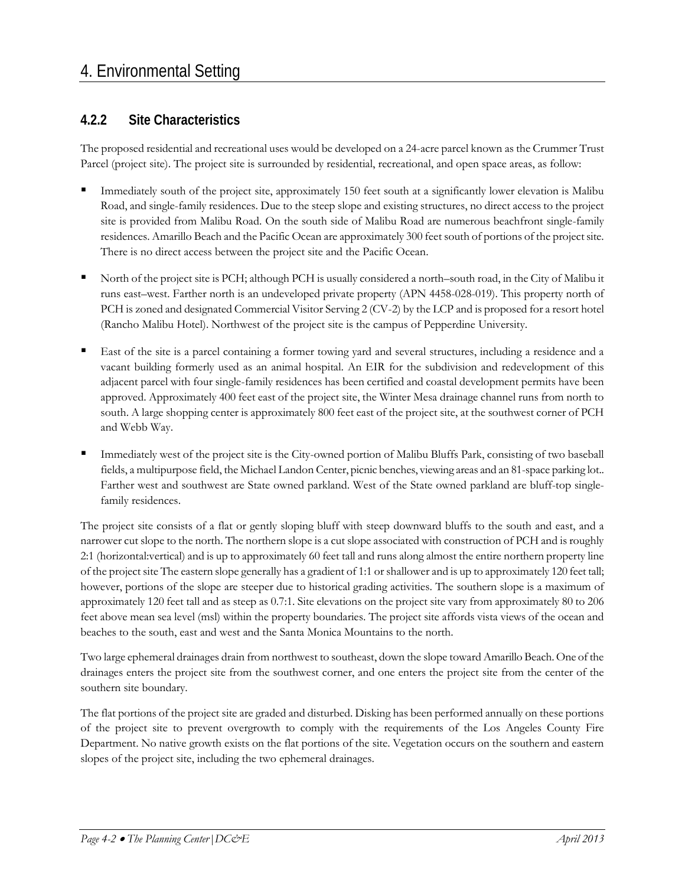### 4.2.2 Site Characteristics

The proposed residential and recreational uses would be developed on a 24-acre parcel known as the Crummer Trust Parcel (project site). The project site is surrounded by residential, recreational, and open space areas, as follow:

- Immediately south of the project site, approximately 150 feet south at a significantly lower elevation is Malibu Road, and single-family residences. Due to the steep slope and existing structures, no direct access to the project site is provided from Malibu Road. On the south side of Malibu Road are numerous beachfront single-family residences. Amarillo Beach and the Pacific Ocean are approximately 300 feet south of portions of the project site. There is no direct access between the project site and the Pacific Ocean.
- North of the project site is PCH; although PCH is usually considered a north–south road, in the City of Malibu it runs east–west. Farther north is an undeveloped private property (APN 4458-028-019). This property north of PCH is zoned and designated Commercial Visitor Serving 2 (CV-2) by the LCP and is proposed for a resort hotel (Rancho Malibu Hotel). Northwest of the project site is the campus of Pepperdine University.
- East of the site is a parcel containing a former towing yard and several structures, including a residence and a vacant building formerly used as an animal hospital. An EIR for the subdivision and redevelopment of this adjacent parcel with four single-family residences has been certified and coastal development permits have been approved. Approximately 400 feet east of the project site, the Winter Mesa drainage channel runs from north to south. A large shopping center is approximately 800 feet east of the project site, at the southwest corner of PCH and Webb Way.
- Immediately west of the project site is the City-owned portion of Malibu Bluffs Park, consisting of two baseball fields, a multipurpose field, the Michael Landon Center, picnic benches, viewing areas and an 81-space parking lot.. Farther west and southwest are State owned parkland. West of the State owned parkland are bluff-top single-family residences.

The project site consists of a flat or gently sloping bluff with steep downward bluffs to the south and east, and a narrower cut slope to the north. The northern slope is a cut slope associated with construction of PCH and is roughly 2:1 (horizontal:vertical) and is up to approximately 60 feet tall and runs along almost the entire northern property line of the project site The eastern slope generally has a gradient of 1:1 or shallower and is up to approximately 120 feet tall; however, portions of the slope are steeper due to historical grading activities. The southern slope is a maximum of approximately 120 feet tall and as steep as 0.7:1. Site elevations on the project site vary from approximately 80 to 206 feet above mean sea level (msl) within the property boundaries. The project site affords vista views of the ocean and beaches to the south, east and west and the Santa Monica Mountains to the north.

Two large ephemeral drainages drain from northwest to southeast, down the slope toward Amarillo Beach. One of the drainages enters the project site from the southwest corner, and one enters the project site from the center of the southern site boundary.

The flat portions of the project site are graded and disturbed. Disking has been performed annually on these portions of the project site to prevent overgrowth to comply with the requirements of the Los Angeles County Fire Department. No native growth exists on the flat portions of the site. Vegetation occurs on the southern and eastern slopes of the project site, including the two ephemeral drainages.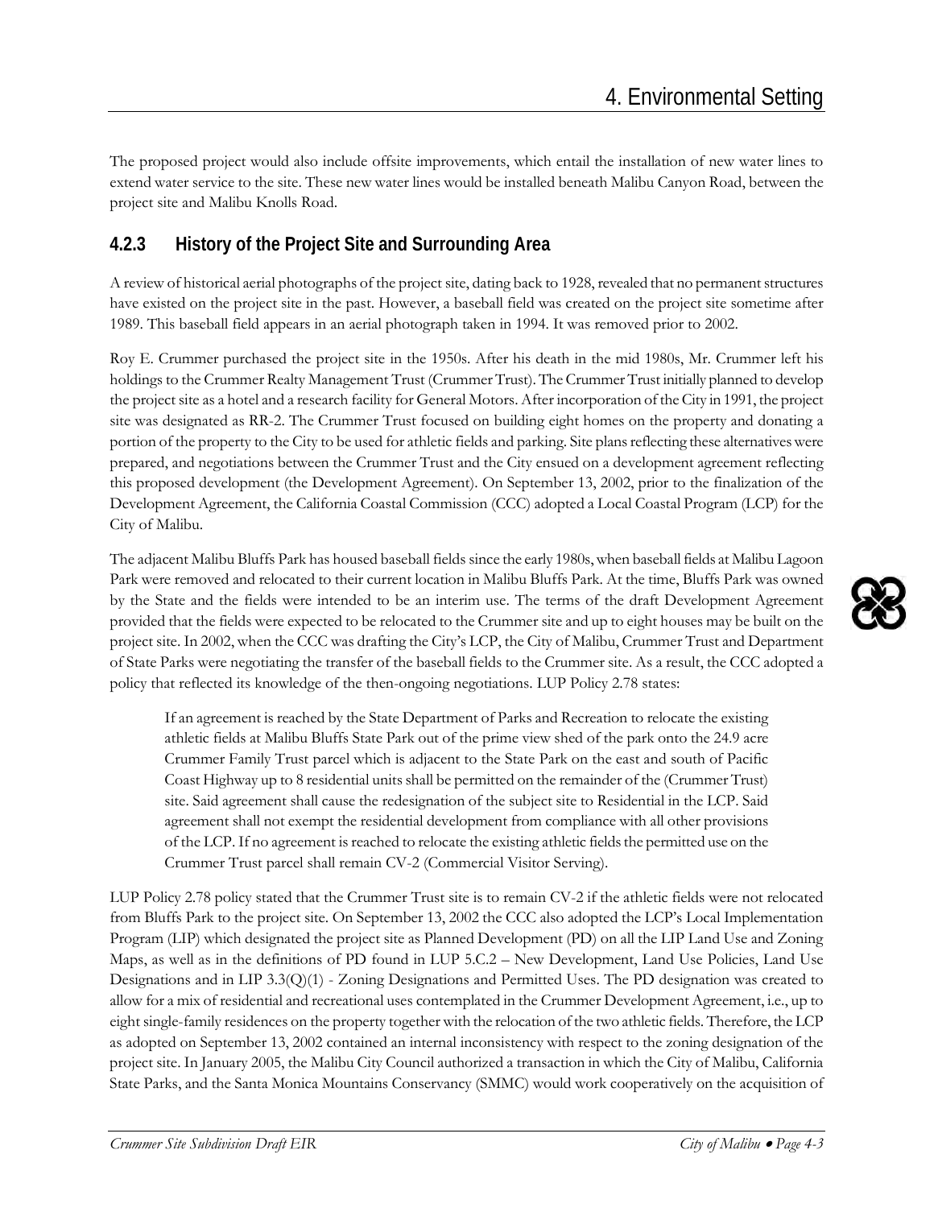The proposed project would also include offsite improvements, which entail the installation of new water lines to extend water service to the site. These new water lines would be installed beneath Malibu Canyon Road, between the project site and Malibu Knolls Road.

### 4.2.3 History of the Project Site and Surrounding Area

A review of historical aerial photographs of the project site, dating back to 1928, revealed that no permanent structures have existed on the project site in the past. However, a baseball field was created on the project site sometime after 1989. This baseball field appears in an aerial photograph taken in 1994. It was removed prior to 2002.

Roy E. Crummer purchased the project site in the 1950s. After his death in the mid 1980s, Mr. Crummer left his holdings to the Crummer Realty Management Trust (Crummer Trust). The Crummer Trust initially planned to develop the project site as a hotel and a research facility for General Motors. After incorporation of the City in 1991, the project site was designated as RR-2. The Crummer Trust focused on building eight homes on the property and donating a portion of the property to the City to be used for athletic fields and parking. Site plans reflecting these alternatives were prepared, and negotiations between the Crummer Trust and the City ensued on a development agreement reflecting this proposed development (the Development Agreement). On September 13, 2002, prior to the finalization of the Development Agreement, the California Coastal Commission (CCC) adopted a Local Coastal Program (LCP) for the City of Malibu.

The adjacent Malibu Bluffs Park has housed baseball fields since the early 1980s, when baseball fields at Malibu Lagoon Park were removed and relocated to their current location in Malibu Bluffs Park. At the time, Bluffs Park was owned by the State and the fields were intended to be an interim use. The terms of the draft Development Agreement provided that the fields were expected to be relocated to the Crummer site and up to eight houses may be built on the project site. In 2002, when the CCC was drafting the City's LCP, the City of Malibu, Crummer Trust and Department of State Parks were negotiating the transfer of the baseball fields to the Crummer site. As a result, the CCC adopted a policy that reflected its knowledge of the then-ongoing negotiations. LUP Policy 2.78 states:

> If an agreement is reached by the State Department of Parks and Recreation to relocate the existing athletic fields at Malibu Bluffs State Park out of the prime view shed of the park onto the 24.9 acre Crummer Family Trust parcel which is adjacent to the State Park on the east and south of Pacific Coast Highway up to 8 residential units shall be permitted on the remainder of the (Crummer Trust) site. Said agreement shall cause the redesignation of the subject site to Residential in the LCP. Said agreement shall not exempt the residential development from compliance with all other provisions of the LCP. If no agreement is reached to relocate the existing athletic fields the permitted use on the Crummer Trust parcel shall remain CV-2 (Commercial Visitor Serving).

LUP Policy 2.78 policy stated that the Crummer Trust site is to remain CV-2 if the athletic fields were not relocated from Bluffs Park to the project site. On September 13, 2002 the CCC also adopted the LCP's Local Implementation Program (LIP) which designated the project site as Planned Development (PD) on all the LIP Land Use and Zoning Maps, as well as in the definitions of PD found in LUP 5.C.2 – New Development, Land Use Policies, Land Use Designations and in LIP 3.3(Q)(1) - Zoning Designations and Permitted Uses. The PD designation was created to allow for a mix of residential and recreational uses contemplated in the Crummer Development Agreement, i.e., up to eight single-family residences on the property together with the relocation of the two athletic fields. Therefore, the LCP as adopted on September 13, 2002 contained an internal inconsistency with respect to the zoning designation of the project site. In January 2005, the Malibu City Council authorized a transaction in which the City of Malibu, California State Parks, and the Santa Monica Mountains Conservancy (SMMC) would work cooperatively on the acquisition of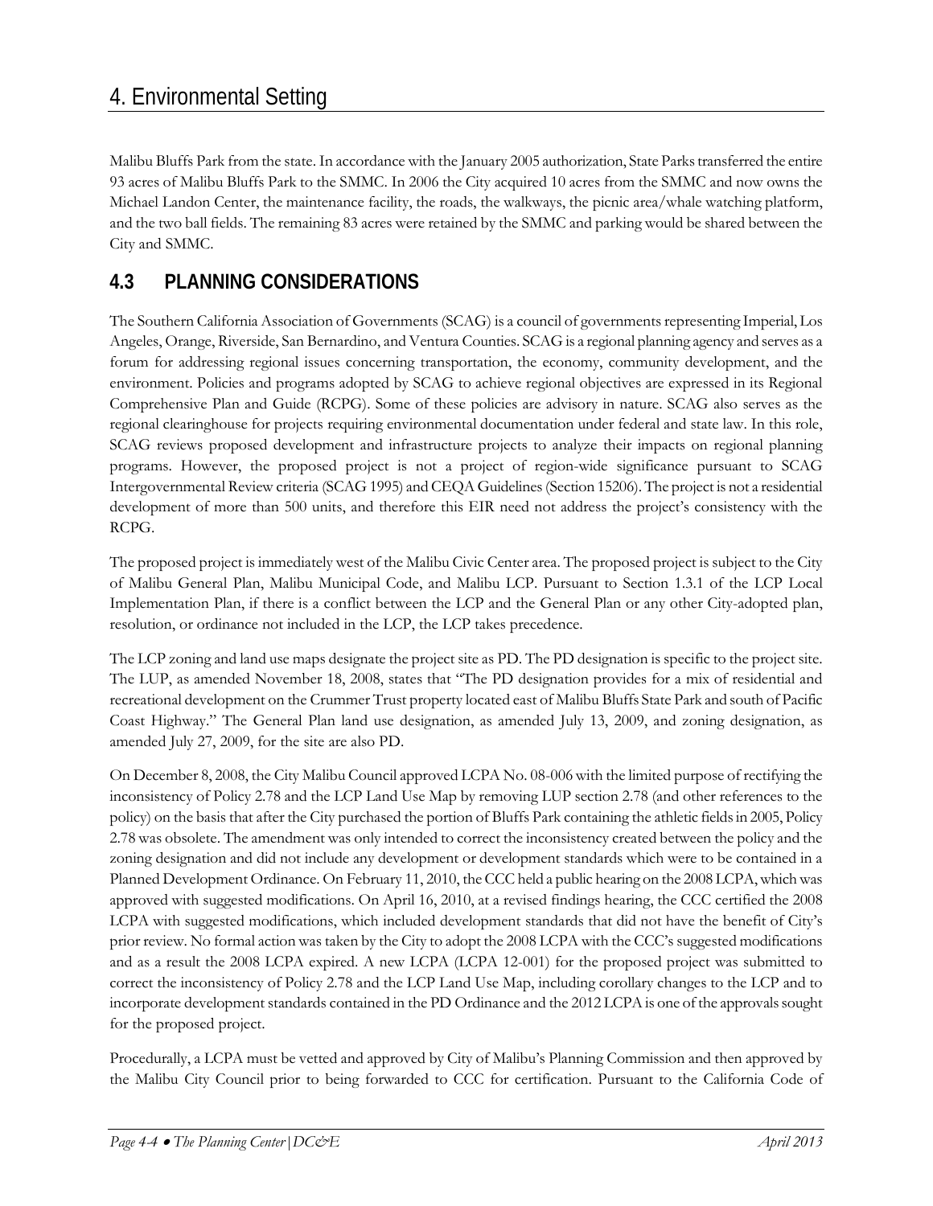Malibu Bluffs Park from the state. In accordance with the January 2005 authorization, State Parks transferred the entire 93 acres of Malibu Bluffs Park to the SMMC. In 2006 the City acquired 10 acres from the SMMC and now owns the Michael Landon Center, the maintenance facility, the roads, the walkways, the picnic area/whale watching platform, and the two ball fields. The remaining 83 acres were retained by the SMMC and parking would be shared between the City and SMMC.

## 4.3 PLANNING CONSIDERATIONS

The Southern California Association of Governments (SCAG) is a council of governments representing Imperial, Los Angeles, Orange, Riverside, San Bernardino, and Ventura Counties. SCAG is a regional planning agency and serves as a forum for addressing regional issues concerning transportation, the economy, community development, and the environment. Policies and programs adopted by SCAG to achieve regional objectives are expressed in its Regional Comprehensive Plan and Guide (RCPG). Some of these policies are advisory in nature. SCAG also serves as the regional clearinghouse for projects requiring environmental documentation under federal and state law. In this role, SCAG reviews proposed development and infrastructure projects to analyze their impacts on regional planning programs. However, the proposed project is not a project of region-wide significance pursuant to SCAG Intergovernmental Review criteria (SCAG 1995) and CEQA Guidelines (Section 15206). The project is not a residential development of more than 500 units, and therefore this EIR need not address the project's consistency with the RCPG.

The proposed project is immediately west of the Malibu Civic Center area. The proposed project is subject to the City of Malibu General Plan, Malibu Municipal Code, and Malibu LCP. Pursuant to Section 1.3.1 of the LCP Local Implementation Plan, if there is a conflict between the LCP and the General Plan or any other City-adopted plan, resolution, or ordinance not included in the LCP, the LCP takes precedence.

The LCP zoning and land use maps designate the project site as PD. The PD designation is specific to the project site. The LUP, as amended November 18, 2008, states that "The PD designation provides for a mix of residential and recreational development on the Crummer Trust property located east of Malibu Bluffs State Park and south of Pacific Coast Highway." The General Plan land use designation, as amended July 13, 2009, and zoning designation, as amended July 27, 2009, for the site are also PD.

On December 8, 2008, the City Malibu Council approved LCPA No. 08-006 with the limited purpose of rectifying the inconsistency of Policy 2.78 and the LCP Land Use Map by removing LUP section 2.78 (and other references to the policy) on the basis that after the City purchased the portion of Bluffs Park containing the athletic fields in 2005, Policy 2.78 was obsolete. The amendment was only intended to correct the inconsistency created between the policy and the zoning designation and did not include any development or development standards which were to be contained in a Planned Development Ordinance. On February 11, 2010, the CCC held a public hearing on the 2008 LCPA, which was approved with suggested modifications. On April 16, 2010, at a revised findings hearing, the CCC certified the 2008 LCPA with suggested modifications, which included development standards that did not have the benefit of City's prior review. No formal action was taken by the City to adopt the 2008 LCPA with the CCC's suggested modifications and as a result the 2008 LCPA expired. A new LCPA (LCPA 12-001) for the proposed project was submitted to correct the inconsistency of Policy 2.78 and the LCP Land Use Map, including corollary changes to the LCP and to incorporate development standards contained in the PD Ordinance and the 2012 LCPA is one of the approvals sought for the proposed project.

Procedurally, a LCPA must be vetted and approved by City of Malibu's Planning Commission and then approved by the Malibu City Council prior to being forwarded to CCC for certification. Pursuant to the California Code of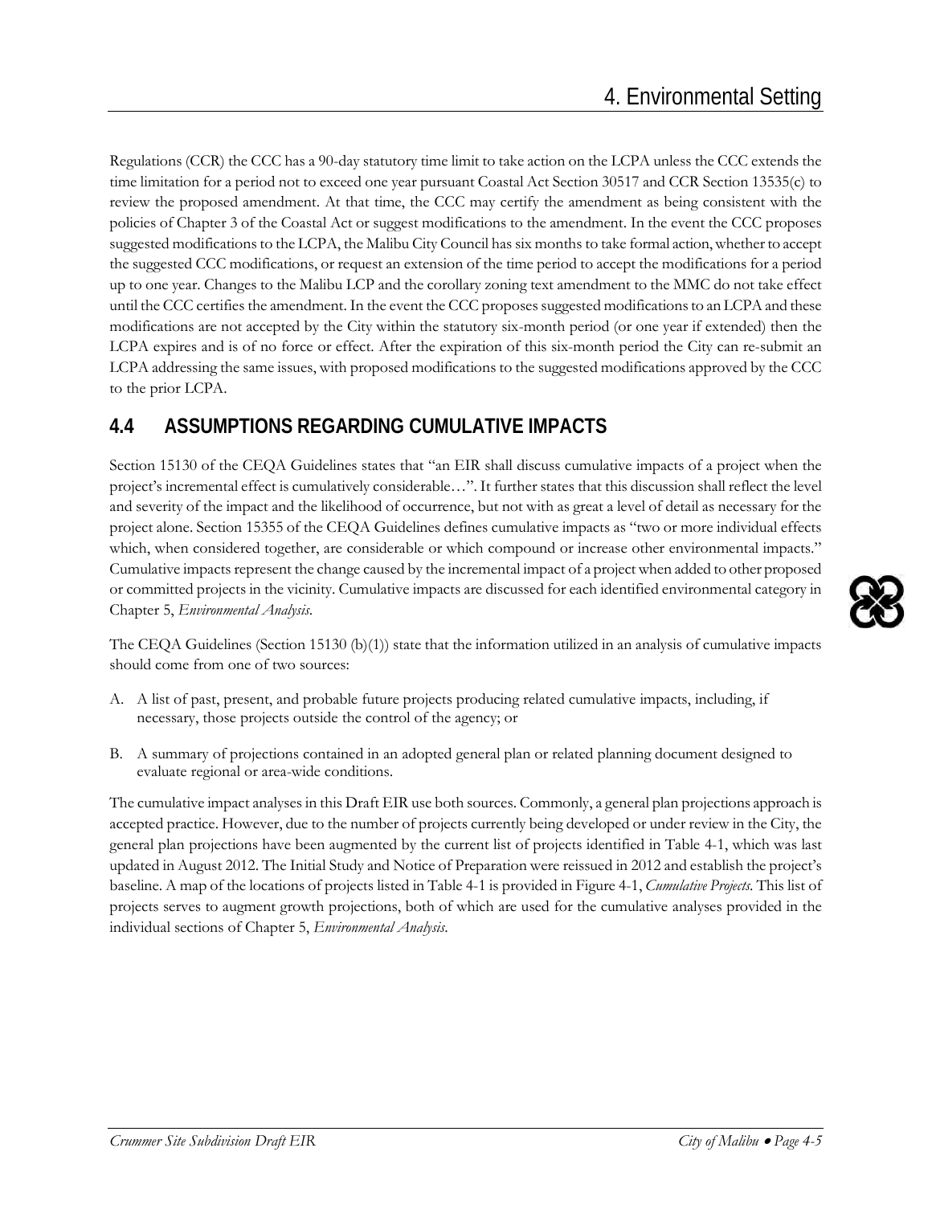Regulations (CCR) the CCC has a 90-day statutory time limit to take action on the LCPA unless the CCC extends the time limitation for a period not to exceed one year pursuant Coastal Act Section 30517 and CCR Section 13535(c) to review the proposed amendment. At that time, the CCC may certify the amendment as being consistent with the policies of Chapter 3 of the Coastal Act or suggest modifications to the amendment. In the event the CCC proposes suggested modifications to the LCPA, the Malibu City Council has six months to take formal action, whether to accept the suggested CCC modifications, or request an extension of the time period to accept the modifications for a period up to one year. Changes to the Malibu LCP and the corollary zoning text amendment to the MMC do not take effect until the CCC certifies the amendment. In the event the CCC proposes suggested modifications to an LCPA and these modifications are not accepted by the City within the statutory six-month period (or one year if extended) then the LCPA expires and is of no force or effect. After the expiration of this six-month period the City can re-submit an LCPA addressing the same issues, with proposed modifications to the suggested modifications approved by the CCC to the prior LCPA.

## 4.4 ASSUMPTIONS REGARDING CUMULATIVE IMPACTS

Section 15130 of the CEQA Guidelines states that "an EIR shall discuss cumulative impacts of a project when the project's incremental effect is cumulatively considerable…". It further states that this discussion shall reflect the level and severity of the impact and the likelihood of occurrence, but not with as great a level of detail as necessary for the project alone. Section 15355 of the CEQA Guidelines defines cumulative impacts as "two or more individual effects which, when considered together, are considerable or which compound or increase other environmental impacts." Cumulative impacts represent the change caused by the incremental impact of a project when added to other proposed or committed projects in the vicinity. Cumulative impacts are discussed for each identified environmental category in Chapter 5, *Environmental Analysis*.

The CEQA Guidelines (Section 15130 (b)(1)) state that the information utilized in an analysis of cumulative impacts should come from one of two sources:

A. A list of past, present, and probable future projects producing related cumulative impacts, including, if necessary, those projects outside the control of the agency; or

B. A summary of projections contained in an adopted general plan or related planning document designed to evaluate regional or area-wide conditions.

The cumulative impact analyses in this Draft EIR use both sources. Commonly, a general plan projections approach is accepted practice. However, due to the number of projects currently being developed or under review in the City, the general plan projections have been augmented by the current list of projects identified in Table 4-1, which was last updated in August 2012. The Initial Study and Notice of Preparation were reissued in 2012 and establish the project's baseline. A map of the locations of projects listed in Table 4-1 is provided in Figure 4-1, *Cumulative Projects.* This list of projects serves to augment growth projections, both of which are used for the cumulative analyses provided in the individual sections of Chapter 5, *Environmental Analysis*.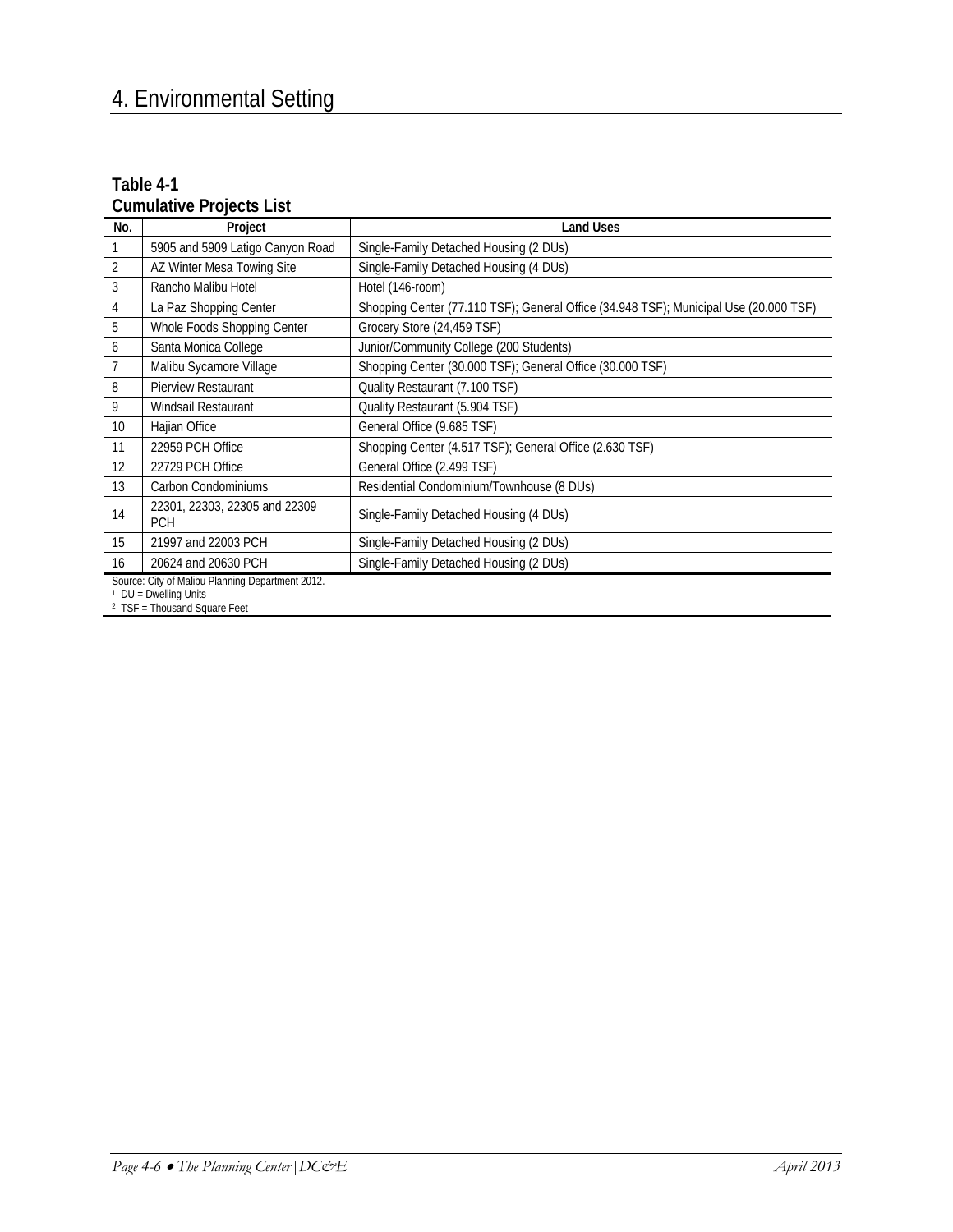# 4. Environmental Setting

**Table 4-1**
**Cumulative Projects List**

| No. | Project | Land Uses |
|---|---|---|
| 1 | 5905 and 5909 Latigo Canyon Road | Single-Family Detached Housing (2 DUs) |
| 2 | AZ Winter Mesa Towing Site | Single-Family Detached Housing (4 DUs) |
| 3 | Rancho Malibu Hotel | Hotel (146-room) |
| 4 | La Paz Shopping Center | Shopping Center (77.110 TSF); General Office (34.948 TSF); Municipal Use (20.000 TSF) |
| 5 | Whole Foods Shopping Center | Grocery Store (24,459 TSF) |
| 6 | Santa Monica College | Junior/Community College (200 Students) |
| 7 | Malibu Sycamore Village | Shopping Center (30.000 TSF); General Office (30.000 TSF) |
| 8 | Pierview Restaurant | Quality Restaurant (7.100 TSF) |
| 9 | Windsail Restaurant | Quality Restaurant (5.904 TSF) |
| 10 | Hajian Office | General Office (9.685 TSF) |
| 11 | 22959 PCH Office | Shopping Center (4.517 TSF); General Office (2.630 TSF) |
| 12 | 22729 PCH Office | General Office (2.499 TSF) |
| 13 | Carbon Condominiums | Residential Condominium/Townhouse (8 DUs) |
| 14 | 22301, 22303, 22305 and 22309 PCH | Single-Family Detached Housing (4 DUs) |
| 15 | 21997 and 22003 PCH | Single-Family Detached Housing (2 DUs) |
| 16 | 20624 and 20630 PCH | Single-Family Detached Housing (2 DUs) |

Source: City of Malibu Planning Department 2012.
[1] DU = Dwelling Units
[2] TSF = Thousand Square Feet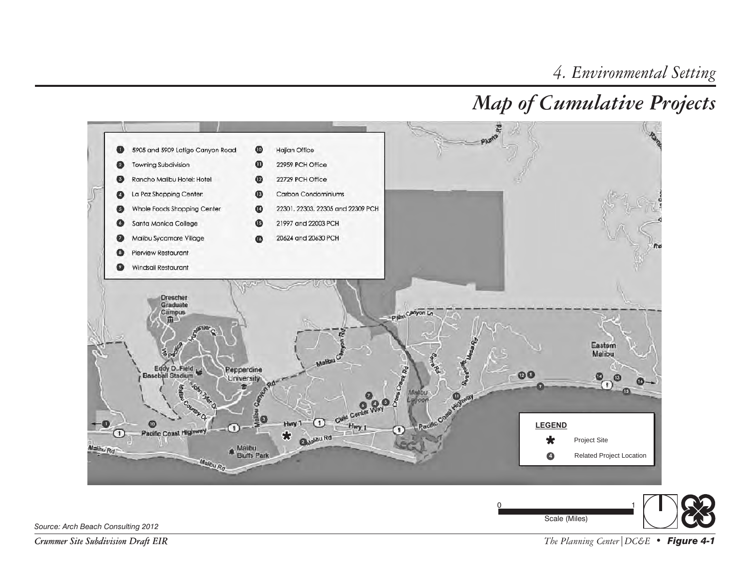# 4. Environmental Setting

## Map of Cumulative Projects

1. 5905 and 5909 Latigo Canyon Road
2. Towning Subdivision
3. Rancho Malibu Hotel: Hotel
4. La Paz Shopping Center
5. Whole Foods Shopping Center
6. Santa Monica College
7. Malibu Sycamore Village
8. Pierview Restaurant
9. Windsail Restaurant
10. Hajian Office
11. 22959 PCH Office
12. 22729 PCH Office
13. Carbon Condominiums
14. 22301, 22303, 22305 and 22309 PCH
15. 21997 and 22003 PCH
16. 20624 and 20630 PCH

**LEGEND**

- * Project Site
- ④ Related Project Location

Scale (Miles): 0 – 1

Source: Arch Beach Consulting 2012

*Crummer Site Subdivision Draft EIR*

*The Planning Center | DC&E* • ***Figure 4-1***